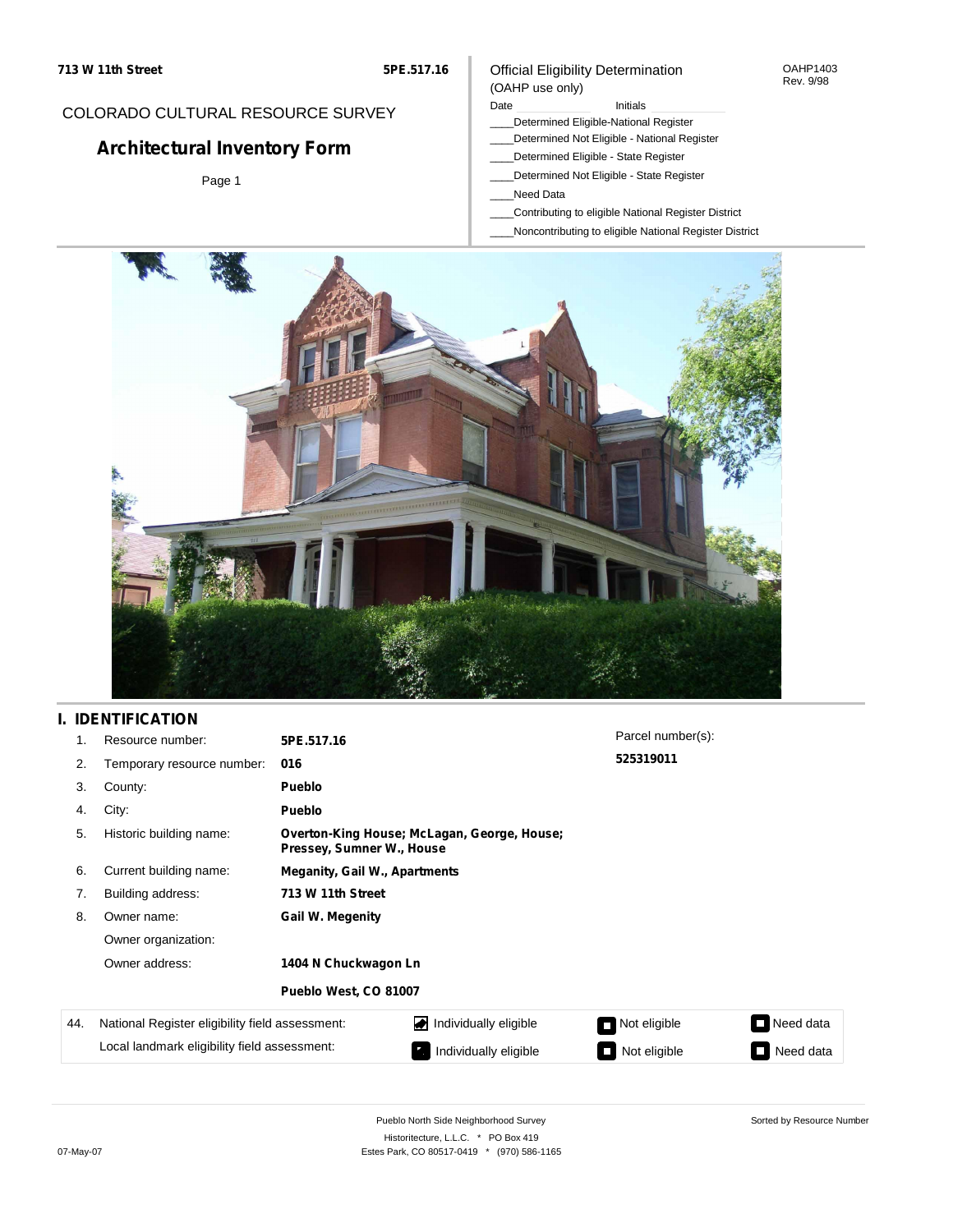713 W 11th Street | 5PE.517.16

OAHP1403
Rev. 9/98

COLORADO CULTURAL RESOURCE SURVEY

# Architectural Inventory Form

Page 1

Official Eligibility Determination
(OAHP use only)

Date ________ Initials ________

____Determined Eligible-National Register
____Determined Not Eligible - National Register
____Determined Eligible - State Register
____Determined Not Eligible - State Register
____Need Data
____Contributing to eligible National Register District
____Noncontributing to eligible National Register District

## I. IDENTIFICATION

| | | |
|---|---|---|
| 1. | Resource number: | **5PE.517.16** |
| 2. | Temporary resource number: | **016** |
| 3. | County: | **Pueblo** |
| 4. | City: | **Pueblo** |
| 5. | Historic building name: | **Overton-King House; McLagan, George, House; Pressey, Sumner W., House** |
| 6. | Current building name: | **Meganity, Gail W., Apartments** |
| 7. | Building address: | **713 W 11th Street** |
| 8. | Owner name: | **Gail W. Megenity** |
| | Owner organization: | |
| | Owner address: | **1404 N Chuckwagon Ln** |
| | | **Pueblo West, CO 81007** |

Parcel number(s):
**525319011**

| 44. | | | | |
|---|---|---|---|---|
| | National Register eligibility field assessment: | ☑ Individually eligible | ☐ Not eligible | ☐ Need data |
| | Local landmark eligibility field assessment: | ☐ Individually eligible | ☐ Not eligible | ☐ Need data |

Pueblo North Side Neighborhood Survey
Historitecture, L.L.C. * PO Box 419
Estes Park, CO 80517-0419 * (970) 586-1165

Sorted by Resource Number

07-May-07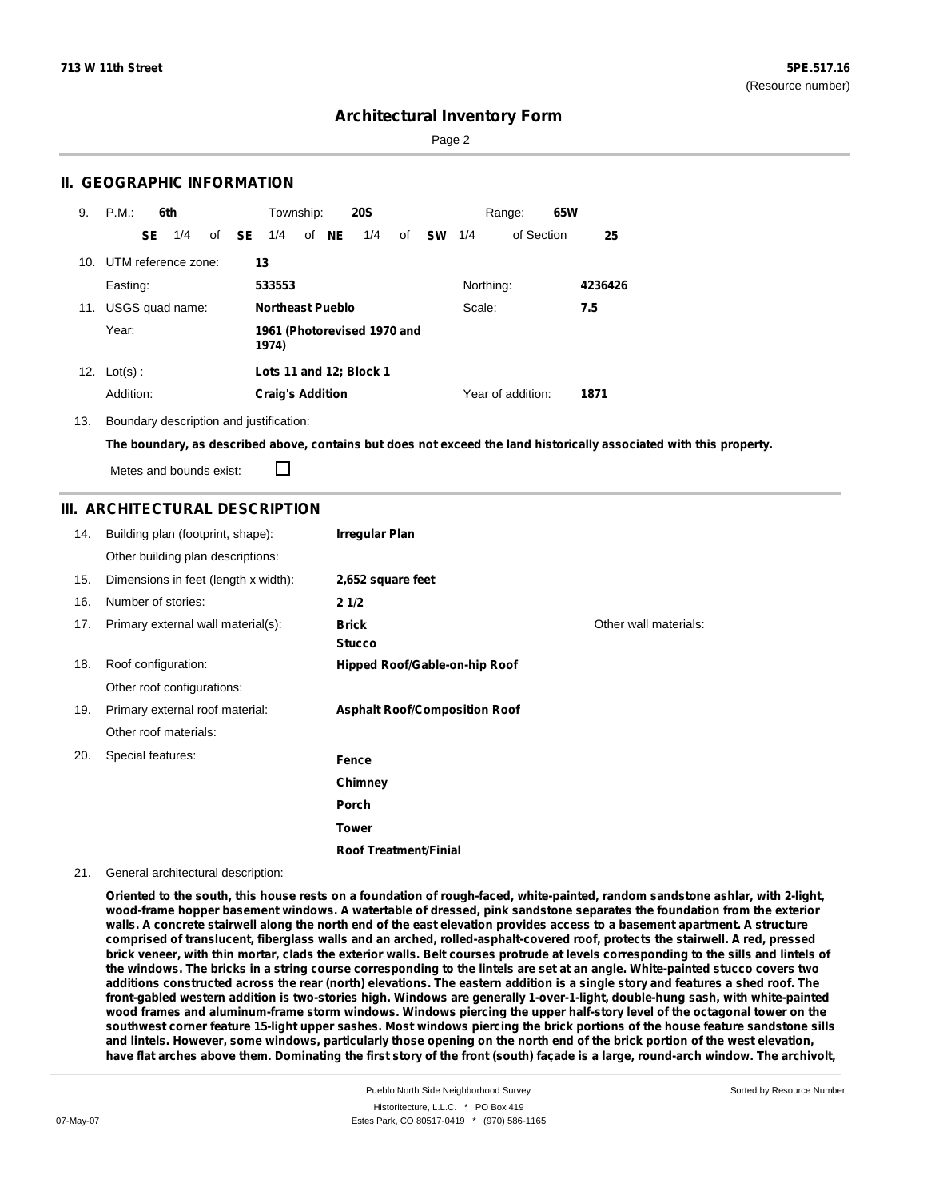713 W 11th Street

5PE.517.16
(Resource number)

# Architectural Inventory Form

## II. GEOGRAPHIC INFORMATION

9. P.M.: **6th** Township: **20S** Range: **65W**
   **SE** 1/4 of **SE** 1/4 of **NE** 1/4 of **SW** 1/4 of Section **25**

10. UTM reference zone: **13**
    Easting: **533553** Northing: **4236426**

11. USGS quad name: **Northeast Pueblo** Scale: **7.5**
    Year: **1961 (Photorevised 1970 and 1974)**

12. Lot(s): **Lots 11 and 12; Block 1**
    Addition: **Craig's Addition** Year of addition: **1871**

13. Boundary description and justification:
    **The boundary, as described above, contains but does not exceed the land historically associated with this property.**
    Metes and bounds exist: ☐

## III. ARCHITECTURAL DESCRIPTION

14. Building plan (footprint, shape): **Irregular Plan**
    Other building plan descriptions:
15. Dimensions in feet (length x width): **2,652 square feet**
16. Number of stories: **2 1/2**
17. Primary external wall material(s): **Brick**, **Stucco**
    Other wall materials:
18. Roof configuration: **Hipped Roof/Gable-on-hip Roof**
    Other roof configurations:
19. Primary external roof material: **Asphalt Roof/Composition Roof**
    Other roof materials:
20. Special features: **Fence**, **Chimney**, **Porch**, **Tower**, **Roof Treatment/Finial**

21. General architectural description:

**Oriented to the south, this house rests on a foundation of rough-faced, white-painted, random sandstone ashlar, with 2-light, wood-frame hopper basement windows. A watertable of dressed, pink sandstone separates the foundation from the exterior walls. A concrete stairwell along the north end of the east elevation provides access to a basement apartment. A structure comprised of translucent, fiberglass walls and an arched, rolled-asphalt-covered roof, protects the stairwell. A red, pressed brick veneer, with thin mortar, clads the exterior walls. Belt courses protrude at levels corresponding to the sills and lintels of the windows. The bricks in a string course corresponding to the lintels are set at an angle. White-painted stucco covers two additions constructed across the rear (north) elevations. The eastern addition is a single story and features a shed roof. The front-gabled western addition is two-stories high. Windows are generally 1-over-1-light, double-hung sash, with white-painted wood frames and aluminum-frame storm windows. Windows piercing the upper half-story level of the octagonal tower on the southwest corner feature 15-light upper sashes. Most windows piercing the brick portions of the house feature sandstone sills and lintels. However, some windows, particularly those opening on the north end of the brick portion of the west elevation, have flat arches above them. Dominating the first story of the front (south) façade is a large, round-arch window. The archivolt,**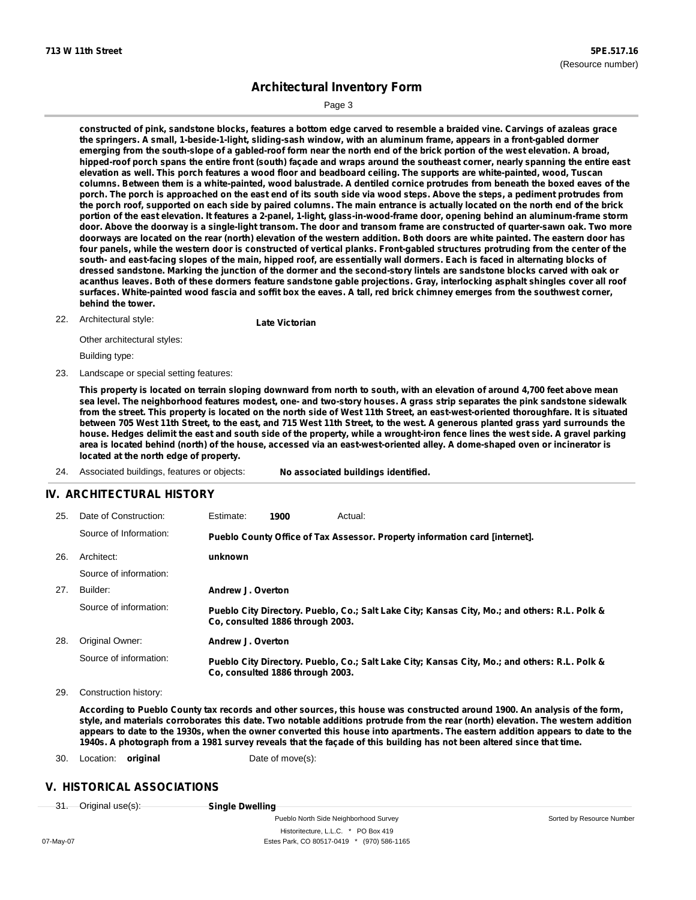constructed of pink, sandstone blocks, features a bottom edge carved to resemble a braided vine. Carvings of azaleas grace the springers. A small, 1-beside-1-light, sliding-sash window, with an aluminum frame, appears in a front-gabled dormer emerging from the south-slope of a gabled-roof form near the north end of the brick portion of the west elevation. A broad, hipped-roof porch spans the entire front (south) façade and wraps around the southeast corner, nearly spanning the entire east elevation as well. This porch features a wood floor and beadboard ceiling. The supports are white-painted, wood, Tuscan columns. Between them is a white-painted, wood balustrade. A dentiled cornice protrudes from beneath the boxed eaves of the porch. The porch is approached on the east end of its south side via wood steps. Above the steps, a pediment protrudes from the porch roof, supported on each side by paired columns. The main entrance is actually located on the north end of the brick portion of the east elevation. It features a 2-panel, 1-light, glass-in-wood-frame door, opening behind an aluminum-frame storm door. Above the doorway is a single-light transom. The door and transom frame are constructed of quarter-sawn oak. Two more doorways are located on the rear (north) elevation of the western addition. Both doors are white painted. The eastern door has four panels, while the western door is constructed of vertical planks. Front-gabled structures protruding from the center of the south- and east-facing slopes of the main, hipped roof, are essentially wall dormers. Each is faced in alternating blocks of dressed sandstone. Marking the junction of the dormer and the second-story lintels are sandstone blocks carved with oak or acanthus leaves. Both of these dormers feature sandstone gable projections. Gray, interlocking asphalt shingles cover all roof surfaces. White-painted wood fascia and soffit box the eaves. A tall, red brick chimney emerges from the southwest corner, behind the tower.

22. Architectural style: **Late Victorian**

Other architectural styles:

Building type:

23. Landscape or special setting features:

This property is located on terrain sloping downward from north to south, with an elevation of around 4,700 feet above mean sea level. The neighborhood features modest, one- and two-story houses. A grass strip separates the pink sandstone sidewalk from the street. This property is located on the north side of West 11th Street, an east-west-oriented thoroughfare. It is situated between 705 West 11th Street, to the east, and 715 West 11th Street, to the west. A generous planted grass yard surrounds the house. Hedges delimit the east and south side of the property, while a wrought-iron fence lines the west side. A gravel parking area is located behind (north) of the house, accessed via an east-west-oriented alley. A dome-shaped oven or incinerator is located at the north edge of property.

24. Associated buildings, features or objects: **No associated buildings identified.**

## IV. ARCHITECTURAL HISTORY

25. Date of Construction: Estimate: **1900** Actual:

Source of Information: **Pueblo County Office of Tax Assessor. Property information card [internet].**

26. Architect: **unknown**

Source of information:

27. Builder: **Andrew J. Overton**

Source of information: **Pueblo City Directory. Pueblo, Co.; Salt Lake City; Kansas City, Mo.; and others: R.L. Polk & Co, consulted 1886 through 2003.**

28. Original Owner: **Andrew J. Overton**

Source of information: **Pueblo City Directory. Pueblo, Co.; Salt Lake City; Kansas City, Mo.; and others: R.L. Polk & Co, consulted 1886 through 2003.**

29. Construction history:

According to Pueblo County tax records and other sources, this house was constructed around 1900. An analysis of the form, style, and materials corroborates this date. Two notable additions protrude from the rear (north) elevation. The western addition appears to date to the 1930s, when the owner converted this house into apartments. The eastern addition appears to date to the 1940s. A photograph from a 1981 survey reveals that the façade of this building has not been altered since that time.

30. Location: **original** Date of move(s):

## V. HISTORICAL ASSOCIATIONS

31. Original use(s): **Single Dwelling**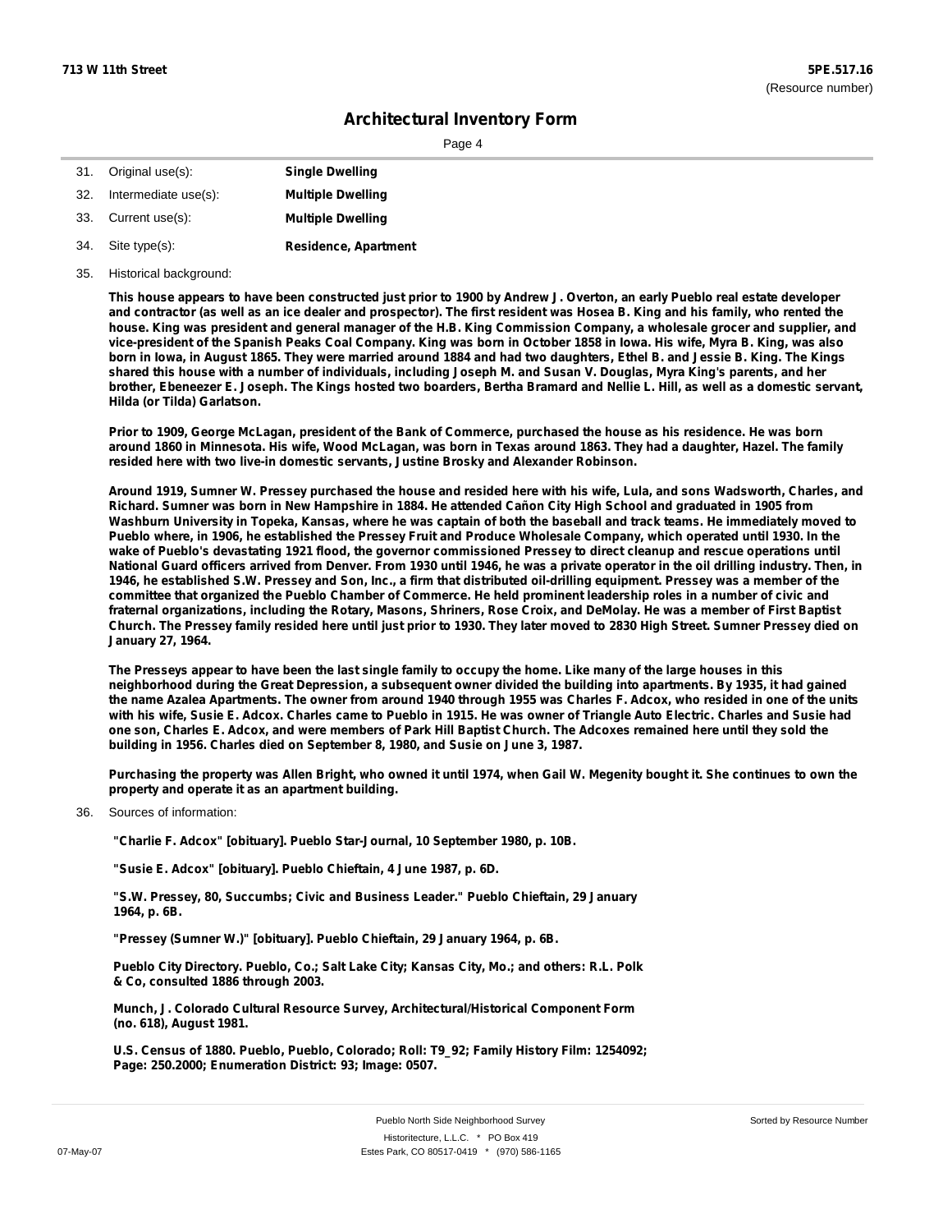## Architectural Inventory Form

31. Original use(s): **Single Dwelling**
32. Intermediate use(s): **Multiple Dwelling**
33. Current use(s): **Multiple Dwelling**
34. Site type(s): **Residence, Apartment**
35. Historical background:

**This house appears to have been constructed just prior to 1900 by Andrew J. Overton, an early Pueblo real estate developer and contractor (as well as an ice dealer and prospector). The first resident was Hosea B. King and his family, who rented the house. King was president and general manager of the H.B. King Commission Company, a wholesale grocer and supplier, and vice-president of the Spanish Peaks Coal Company. King was born in October 1858 in Iowa. His wife, Myra B. King, was also born in Iowa, in August 1865. They were married around 1884 and had two daughters, Ethel B. and Jessie B. King. The Kings shared this house with a number of individuals, including Joseph M. and Susan V. Douglas, Myra King's parents, and her brother, Ebeneezer E. Joseph. The Kings hosted two boarders, Bertha Bramard and Nellie L. Hill, as well as a domestic servant, Hilda (or Tilda) Garlatson.**

**Prior to 1909, George McLagan, president of the Bank of Commerce, purchased the house as his residence. He was born around 1860 in Minnesota. His wife, Wood McLagan, was born in Texas around 1863. They had a daughter, Hazel. The family resided here with two live-in domestic servants, Justine Brosky and Alexander Robinson.**

**Around 1919, Sumner W. Pressey purchased the house and resided here with his wife, Lula, and sons Wadsworth, Charles, and Richard. Sumner was born in New Hampshire in 1884. He attended Cañon City High School and graduated in 1905 from Washburn University in Topeka, Kansas, where he was captain of both the baseball and track teams. He immediately moved to Pueblo where, in 1906, he established the Pressey Fruit and Produce Wholesale Company, which operated until 1930. In the wake of Pueblo's devastating 1921 flood, the governor commissioned Pressey to direct cleanup and rescue operations until National Guard officers arrived from Denver. From 1930 until 1946, he was a private operator in the oil drilling industry. Then, in 1946, he established S.W. Pressey and Son, Inc., a firm that distributed oil-drilling equipment. Pressey was a member of the committee that organized the Pueblo Chamber of Commerce. He held prominent leadership roles in a number of civic and fraternal organizations, including the Rotary, Masons, Shriners, Rose Croix, and DeMolay. He was a member of First Baptist Church. The Pressey family resided here until just prior to 1930. They later moved to 2830 High Street. Sumner Pressey died on January 27, 1964.**

**The Presseys appear to have been the last single family to occupy the home. Like many of the large houses in this neighborhood during the Great Depression, a subsequent owner divided the building into apartments. By 1935, it had gained the name Azalea Apartments. The owner from around 1940 through 1955 was Charles F. Adcox, who resided in one of the units with his wife, Susie E. Adcox. Charles came to Pueblo in 1915. He was owner of Triangle Auto Electric. Charles and Susie had one son, Charles E. Adcox, and were members of Park Hill Baptist Church. The Adcoxes remained here until they sold the building in 1956. Charles died on September 8, 1980, and Susie on June 3, 1987.**

**Purchasing the property was Allen Bright, who owned it until 1974, when Gail W. Megenity bought it. She continues to own the property and operate it as an apartment building.**

36. Sources of information:

**"Charlie F. Adcox" [obituary]. Pueblo Star-Journal, 10 September 1980, p. 10B.**

**"Susie E. Adcox" [obituary]. Pueblo Chieftain, 4 June 1987, p. 6D.**

**"S.W. Pressey, 80, Succumbs; Civic and Business Leader." Pueblo Chieftain, 29 January 1964, p. 6B.**

**"Pressey (Sumner W.)" [obituary]. Pueblo Chieftain, 29 January 1964, p. 6B.**

**Pueblo City Directory. Pueblo, Co.; Salt Lake City; Kansas City, Mo.; and others: R.L. Polk & Co, consulted 1886 through 2003.**

**Munch, J. Colorado Cultural Resource Survey, Architectural/Historical Component Form (no. 618), August 1981.**

**U.S. Census of 1880. Pueblo, Pueblo, Colorado; Roll: T9_92; Family History Film: 1254092; Page: 250.2000; Enumeration District: 93; Image: 0507.**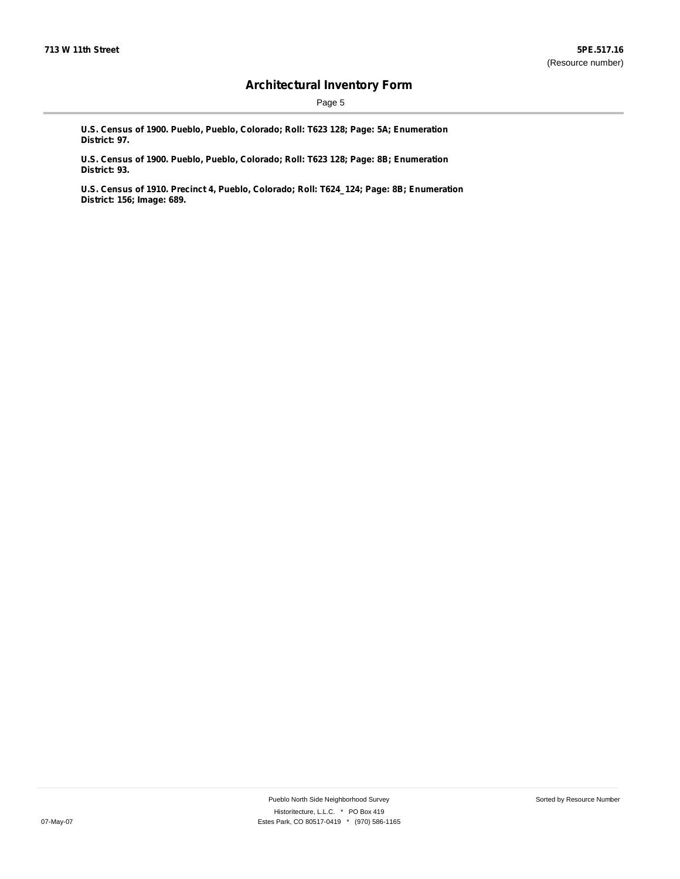**U.S. Census of 1900. Pueblo, Pueblo, Colorado; Roll: T623 128; Page: 5A; Enumeration District: 97.**

**U.S. Census of 1900. Pueblo, Pueblo, Colorado; Roll: T623 128; Page: 8B; Enumeration District: 93.**

**U.S. Census of 1910. Precinct 4, Pueblo, Colorado; Roll: T624_124; Page: 8B; Enumeration District: 156; Image: 689.**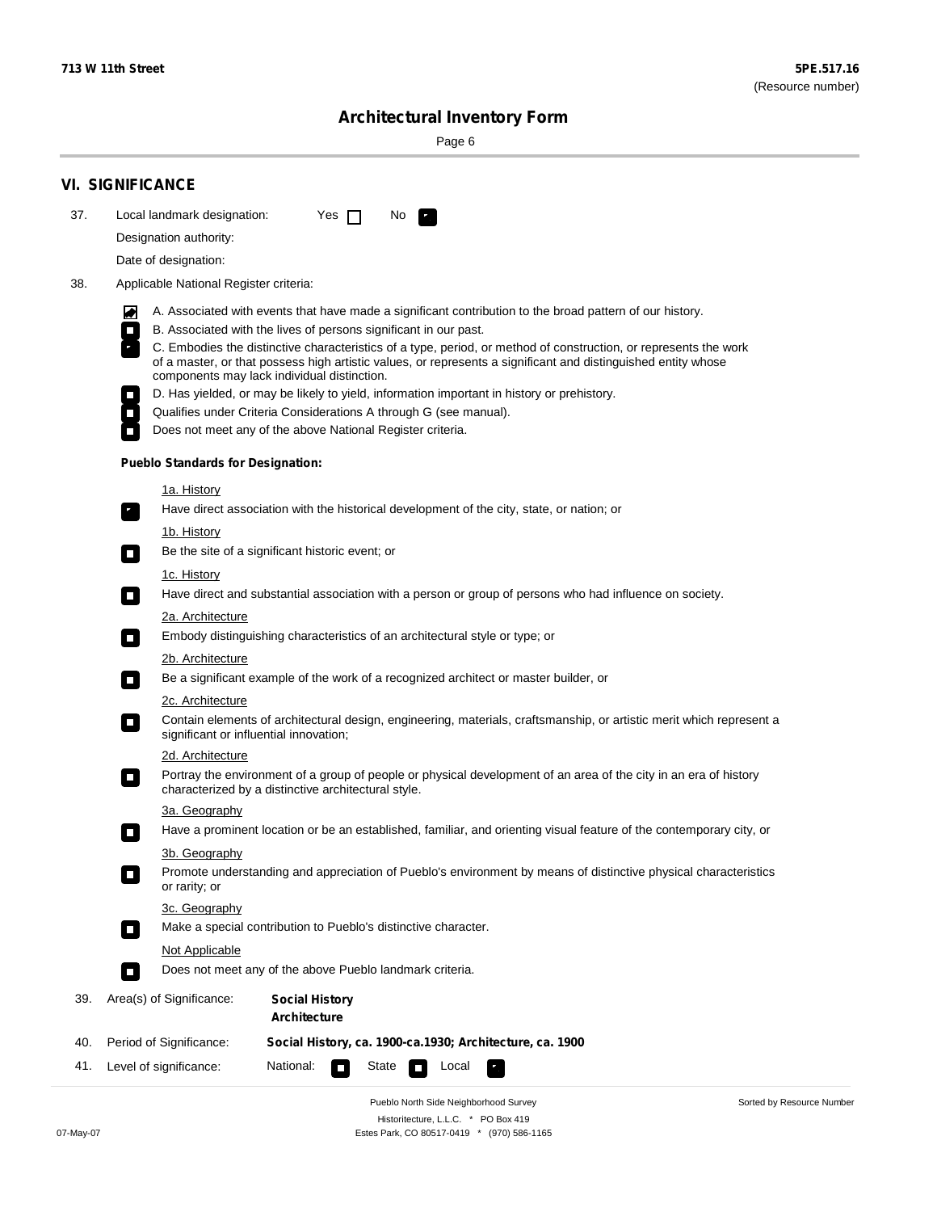## VI. SIGNIFICANCE

37. Local landmark designation: Yes ☐ No ☑

Designation authority:

Date of designation:

38. Applicable National Register criteria:

- ☑ A. Associated with events that have made a significant contribution to the broad pattern of our history.
- ☐ B. Associated with the lives of persons significant in our past.
- ☑ C. Embodies the distinctive characteristics of a type, period, or method of construction, or represents the work of a master, or that possess high artistic values, or represents a significant and distinguished entity whose components may lack individual distinction.
- ☐ D. Has yielded, or may be likely to yield, information important in history or prehistory.
- ☐ Qualifies under Criteria Considerations A through G (see manual).
- ☐ Does not meet any of the above National Register criteria.

**Pueblo Standards for Designation:**

1a. History
- ☑ Have direct association with the historical development of the city, state, or nation; or

1b. History
- ☐ Be the site of a significant historic event; or

1c. History
- ☐ Have direct and substantial association with a person or group of persons who had influence on society.

2a. Architecture
- ☐ Embody distinguishing characteristics of an architectural style or type; or

2b. Architecture
- ☐ Be a significant example of the work of a recognized architect or master builder, or

2c. Architecture
- ☐ Contain elements of architectural design, engineering, materials, craftsmanship, or artistic merit which represent a significant or influential innovation;

2d. Architecture
- ☐ Portray the environment of a group of people or physical development of an area of the city in an era of history characterized by a distinctive architectural style.

3a. Geography
- ☐ Have a prominent location or be an established, familiar, and orienting visual feature of the contemporary city, or

3b. Geography
- ☐ Promote understanding and appreciation of Pueblo's environment by means of distinctive physical characteristics or rarity; or

3c. Geography
- ☐ Make a special contribution to Pueblo's distinctive character.

Not Applicable
- ☐ Does not meet any of the above Pueblo landmark criteria.

39. Area(s) of Significance: **Social History**
**Architecture**

40. Period of Significance: **Social History, ca. 1900-ca.1930; Architecture, ca. 1900**

41. Level of significance: National: ☐ State ☐ Local ☑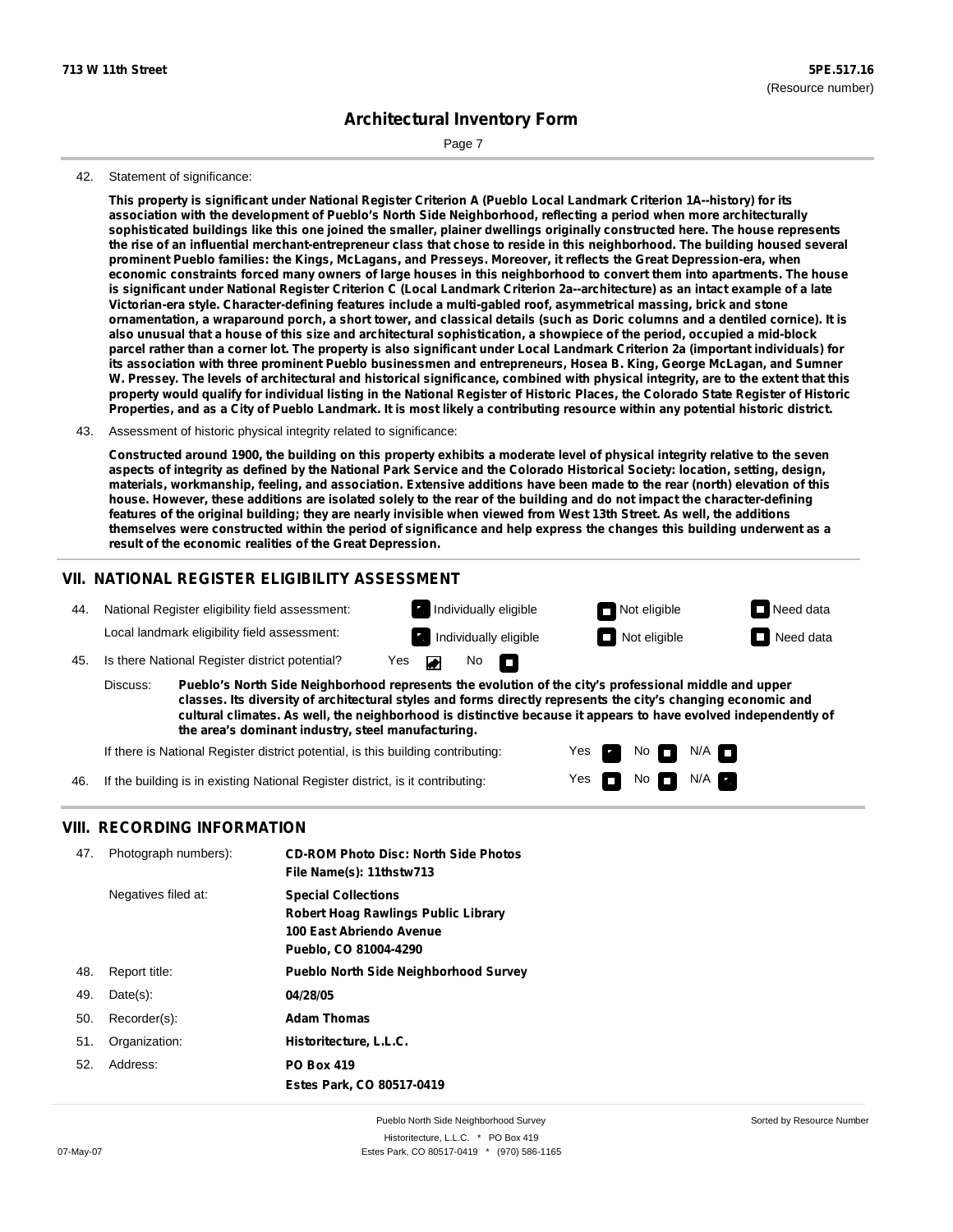**713 W 11th Street** | **5PE.517.16** (Resource number)

## Architectural Inventory Form

42. Statement of significance:

**This property is significant under National Register Criterion A (Pueblo Local Landmark Criterion 1A--history) for its association with the development of Pueblo's North Side Neighborhood, reflecting a period when more architecturally sophisticated buildings like this one joined the smaller, plainer dwellings originally constructed here. The house represents the rise of an influential merchant-entrepreneur class that chose to reside in this neighborhood. The building housed several prominent Pueblo families: the Kings, McLagans, and Presseys. Moreover, it reflects the Great Depression-era, when economic constraints forced many owners of large houses in this neighborhood to convert them into apartments. The house is significant under National Register Criterion C (Local Landmark Criterion 2a--architecture) as an intact example of a late Victorian-era style. Character-defining features include a multi-gabled roof, asymmetrical massing, brick and stone ornamentation, a wraparound porch, a short tower, and classical details (such as Doric columns and a dentiled cornice). It is also unusual that a house of this size and architectural sophistication, a showpiece of the period, occupied a mid-block parcel rather than a corner lot. The property is also significant under Local Landmark Criterion 2a (important individuals) for its association with three prominent Pueblo businessmen and entrepreneurs, Hosea B. King, George McLagan, and Sumner W. Pressey. The levels of architectural and historical significance, combined with physical integrity, are to the extent that this property would qualify for individual listing in the National Register of Historic Places, the Colorado State Register of Historic Properties, and as a City of Pueblo Landmark. It is most likely a contributing resource within any potential historic district.**

43. Assessment of historic physical integrity related to significance:

**Constructed around 1900, the building on this property exhibits a moderate level of physical integrity relative to the seven aspects of integrity as defined by the National Park Service and the Colorado Historical Society: location, setting, design, materials, workmanship, feeling, and association. Extensive additions have been made to the rear (north) elevation of this house. However, these additions are isolated solely to the rear of the building and do not impact the character-defining features of the original building; they are nearly invisible when viewed from West 13th Street. As well, the additions themselves were constructed within the period of significance and help express the changes this building underwent as a result of the economic realities of the Great Depression.**

## VII. NATIONAL REGISTER ELIGIBILITY ASSESSMENT

44. National Register eligibility field assessment: [x] Individually eligible [ ] Not eligible [ ] Need data

Local landmark eligibility field assessment: [x] Individually eligible [ ] Not eligible [ ] Need data

45. Is there National Register district potential? Yes [x] No [ ]

Discuss: **Pueblo's North Side Neighborhood represents the evolution of the city's professional middle and upper classes. Its diversity of architectural styles and forms directly represents the city's changing economic and cultural climates. As well, the neighborhood is distinctive because it appears to have evolved independently of the area's dominant industry, steel manufacturing.**

If there is National Register district potential, is this building contributing: Yes [x] No [ ] N/A [ ]

46. If the building is in existing National Register district, is it contributing: Yes [ ] No [ ] N/A [x]

## VIII. RECORDING INFORMATION

47. Photograph numbers): **CD-ROM Photo Disc: North Side Photos**
**File Name(s): 11thstw713**

Negatives filed at: **Special Collections**
**Robert Hoag Rawlings Public Library**
**100 East Abriendo Avenue**
**Pueblo, CO 81004-4290**

48. Report title: **Pueblo North Side Neighborhood Survey**

49. Date(s): **04/28/05**

50. Recorder(s): **Adam Thomas**

51. Organization: **Historitecture, L.L.C.**

52. Address: **PO Box 419**
**Estes Park, CO 80517-0419**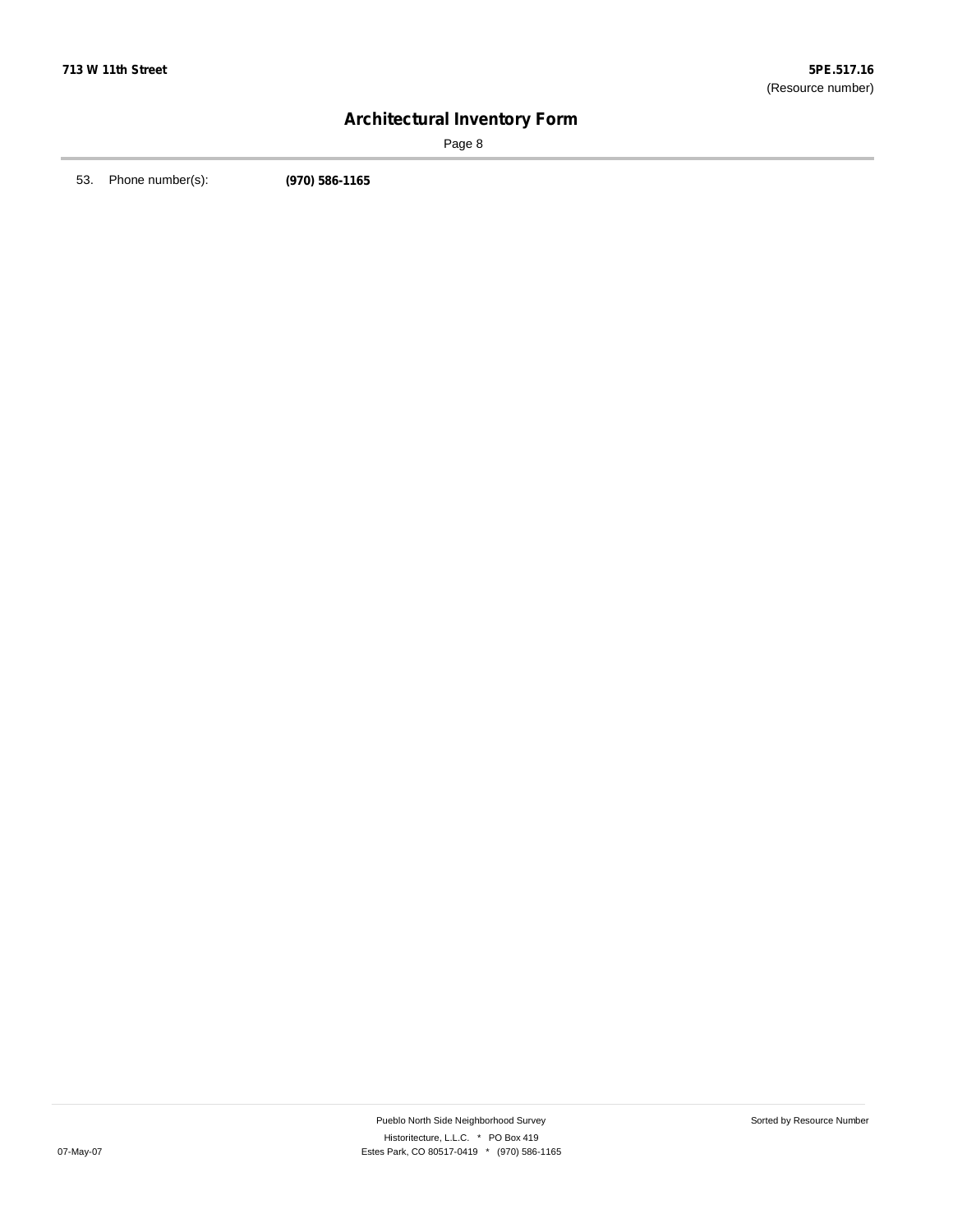53. Phone number(s): **(970) 586-1165**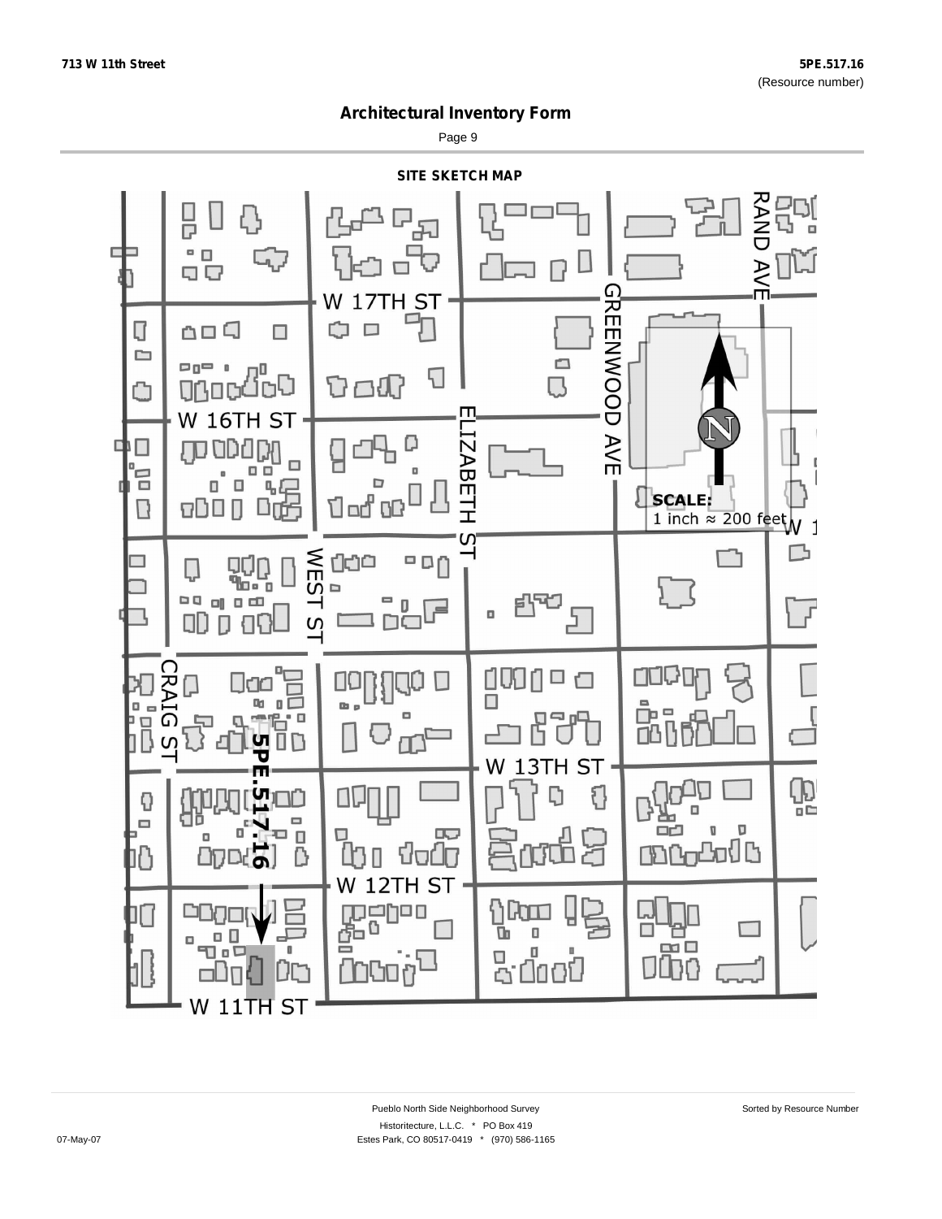# Architectural Inventory Form

## SITE SKETCH MAP

W 17TH ST

RAND AVE

GREENWOOD AVE

W 16TH ST

ELIZABETH ST

N

SCALE:
1 inch ≈ 200 feet

WEST ST

CRAIG ST

5PE.517.16

W 13TH ST

W 12TH ST

W 11TH ST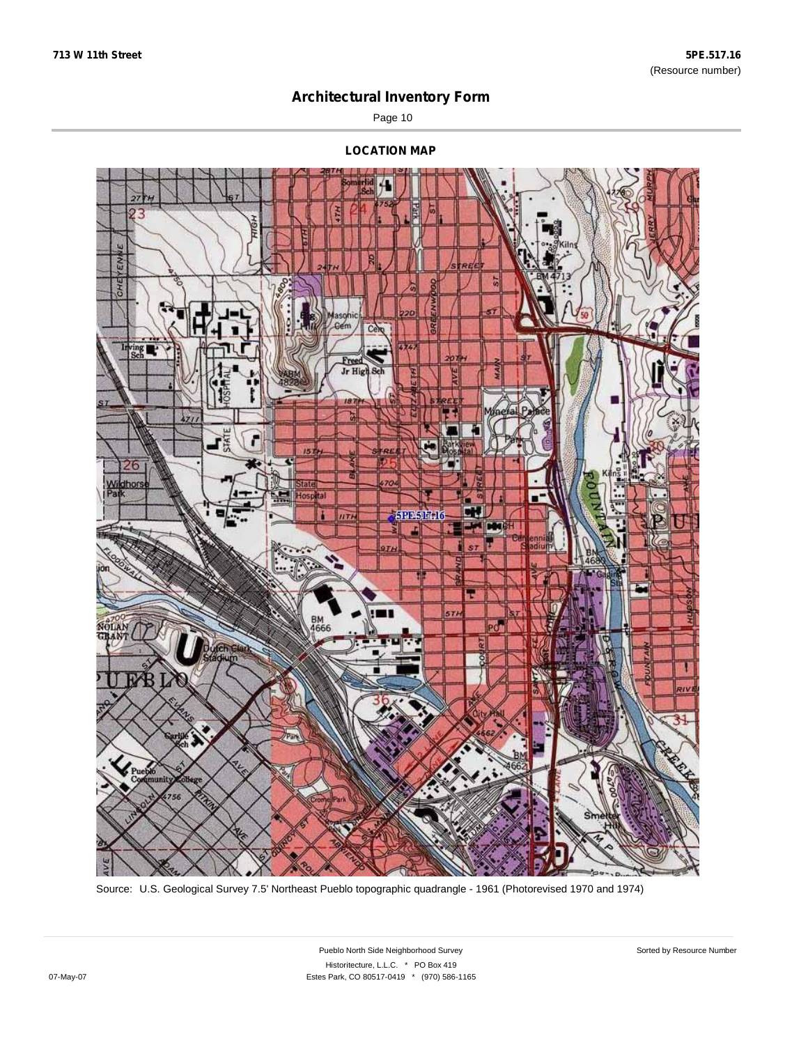## LOCATION MAP

Source: U.S. Geological Survey 7.5' Northeast Pueblo topographic quadrangle - 1961 (Photorevised 1970 and 1974)